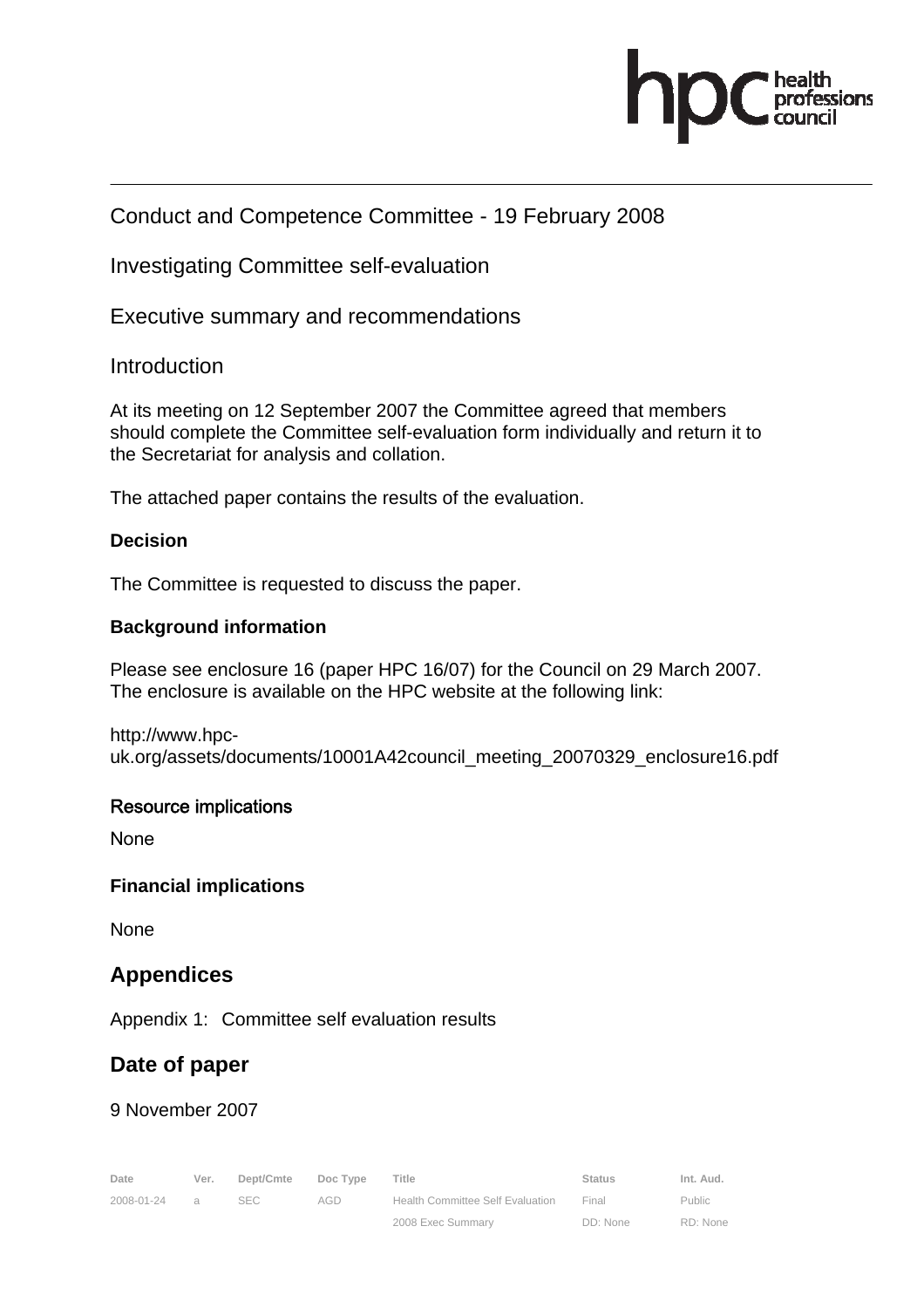Conduct and Competence Committee - 19 February 2008

Investigating Committee self-evaluation

Executive summary and recommendations

## Introduction

At its meeting on 12 September 2007 the Committee agreed that members should complete the Committee self-evaluation form individually and return it to the Secretariat for analysis and collation.

The attached paper contains the results of the evaluation.

**Decision**

The Committee is requested to discuss the paper.

**Background information**

Please see enclosure 16 (paper HPC 16/07) for the Council on 29 March 2007. The enclosure is available on the HPC website at the following link:

http://www.hpc-uk.org/assets/documents/10001A42council_meeting_20070329_enclosure16.pdf

**Resource implications**

None

**Financial implications**

None

## Appendices

Appendix 1: Committee self evaluation results

## Date of paper

9 November 2007

| Date | Ver. | Dept/Cmte | Doc Type | Title | Status | Int. Aud. |
|---|---|---|---|---|---|---|
| 2008-01-24 | a | SEC | AGD | Health Committee Self Evaluation 2008 Exec Summary | Final DD: None | Public RD: None |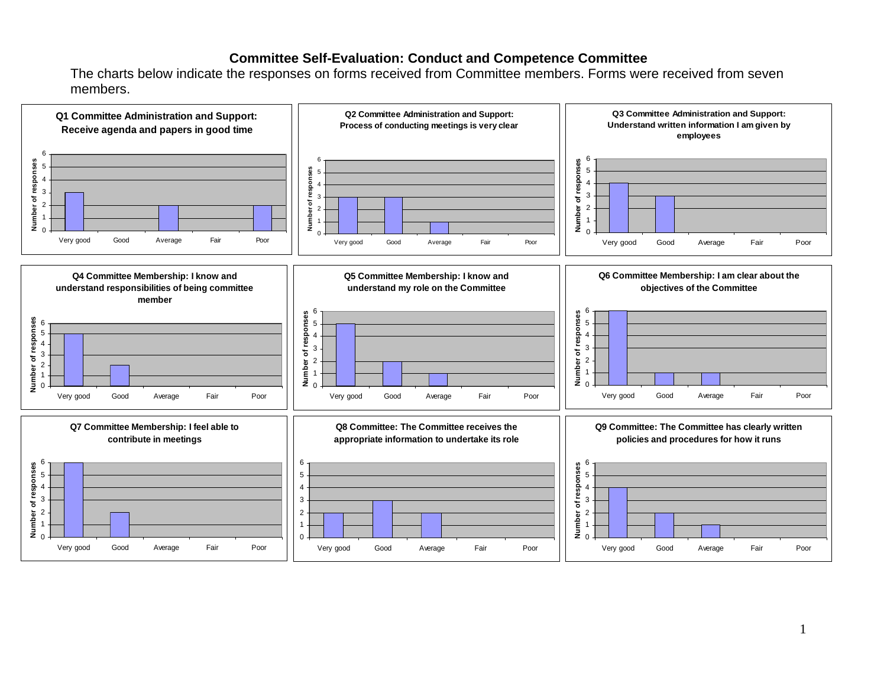# Committee Self-Evaluation: Conduct and Competence Committee

The charts below indicate the responses on forms received from Committee members. Forms were received from seven members.

### Q1 Committee Administration and Support: Receive agenda and papers in good time

| Response | Number of responses |
|---|---|
| Very good | 3 |
| Good | 0 |
| Average | 2 |
| Fair | 0 |
| Poor | 2 |

### Q2 Committee Administration and Support: Process of conducting meetings is very clear

| Response | Number of responses |
|---|---|
| Very good | 3 |
| Good | 3 |
| Average | 1 |
| Fair | 0 |
| Poor | 0 |

### Q3 Committee Administration and Support: Understand written information I am given by employees

| Response | Number of responses |
|---|---|
| Very good | 4 |
| Good | 3 |
| Average | 0 |
| Fair | 0 |
| Poor | 0 |

### Q4 Committee Membership: I know and understand responsibilities of being committee member

| Response | Number of responses |
|---|---|
| Very good | 5 |
| Good | 2 |
| Average | 0 |
| Fair | 0 |
| Poor | 0 |

### Q5 Committee Membership: I know and understand my role on the Committee

| Response | Number of responses |
|---|---|
| Very good | 5 |
| Good | 2 |
| Average | 1 |
| Fair | 0 |
| Poor | 0 |

### Q6 Committee Membership: I am clear about the objectives of the Committee

| Response | Number of responses |
|---|---|
| Very good | 6 |
| Good | 1 |
| Average | 1 |
| Fair | 0 |
| Poor | 0 |

### Q7 Committee Membership: I feel able to contribute in meetings

| Response | Number of responses |
|---|---|
| Very good | 6 |
| Good | 2 |
| Average | 0 |
| Fair | 0 |
| Poor | 0 |

### Q8 Committee: The Committee receives the appropriate information to undertake its role

| Response | Number of responses |
|---|---|
| Very good | 2 |
| Good | 3 |
| Average | 2 |
| Fair | 0 |
| Poor | 0 |

### Q9 Committee: The Committee has clearly written policies and procedures for how it runs

| Response | Number of responses |
|---|---|
| Very good | 4 |
| Good | 2 |
| Average | 1 |
| Fair | 0 |
| Poor | 0 |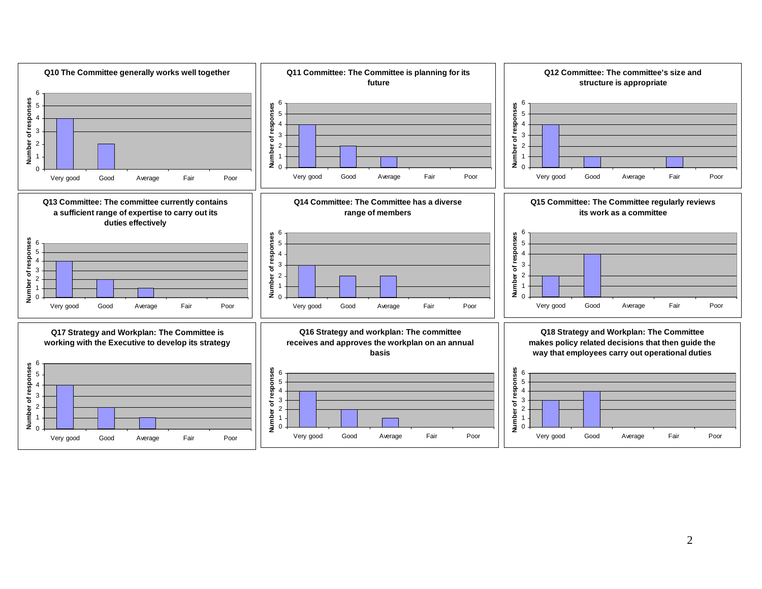**Q10 The Committee generally works well together**

| Rating | Number of responses |
|---|---|
| Very good | 4 |
| Good | 2 |
| Average | 0 |
| Fair | 0 |
| Poor | 0 |

**Q11 Committee: The Committee is planning for its future**

| Rating | Number of responses |
|---|---|
| Very good | 4 |
| Good | 2 |
| Average | 1 |
| Fair | 0 |
| Poor | 0 |

**Q12 Committee: The committee's size and structure is appropriate**

| Rating | Number of responses |
|---|---|
| Very good | 4 |
| Good | 1 |
| Average | 0 |
| Fair | 1 |
| Poor | 0 |

**Q13 Committee: The committee currently contains a sufficient range of expertise to carry out its duties effectively**

| Rating | Number of responses |
|---|---|
| Very good | 4 |
| Good | 2 |
| Average | 1 |
| Fair | 0 |
| Poor | 0 |

**Q14 Committee: The Committee has a diverse range of members**

| Rating | Number of responses |
|---|---|
| Very good | 3 |
| Good | 2 |
| Average | 2 |
| Fair | 0 |
| Poor | 0 |

**Q15 Committee: The Committee regularly reviews its work as a committee**

| Rating | Number of responses |
|---|---|
| Very good | 2 |
| Good | 4 |
| Average | 0 |
| Fair | 0 |
| Poor | 0 |

**Q17 Strategy and Workplan: The Committee is working with the Executive to develop its strategy**

| Rating | Number of responses |
|---|---|
| Very good | 4 |
| Good | 2 |
| Average | 1 |
| Fair | 0 |
| Poor | 0 |

**Q16 Strategy and workplan: The committee receives and approves the workplan on an annual basis**

| Rating | Number of responses |
|---|---|
| Very good | 4 |
| Good | 2 |
| Average | 1 |
| Fair | 0 |
| Poor | 0 |

**Q18 Strategy and Workplan: The Committee makes policy related decisions that then guide the way that employees carry out operational duties**

| Rating | Number of responses |
|---|---|
| Very good | 3 |
| Good | 4 |
| Average | 0 |
| Fair | 0 |
| Poor | 0 |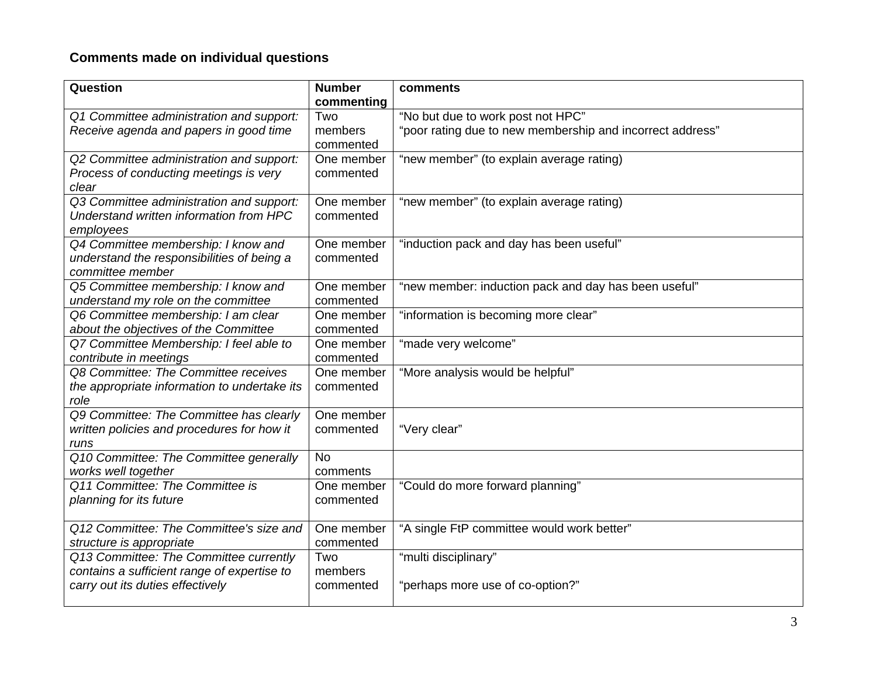**Comments made on individual questions**

| **Question** | **Number commenting** | **comments** |
|---|---|---|
| *Q1 Committee administration and support: Receive agenda and papers in good time* | Two members commented | “No but due to work post not HPC”<br>“poor rating due to new membership and incorrect address” |
| *Q2 Committee administration and support: Process of conducting meetings is very clear* | One member commented | “new member” (to explain average rating) |
| *Q3 Committee administration and support: Understand written information from HPC employees* | One member commented | “new member” (to explain average rating) |
| *Q4 Committee membership: I know and understand the responsibilities of being a committee member* | One member commented | “induction pack and day has been useful” |
| *Q5 Committee membership: I know and understand my role on the committee* | One member commented | “new member: induction pack and day has been useful” |
| *Q6 Committee membership: I am clear about the objectives of the Committee* | One member commented | “information is becoming more clear” |
| *Q7 Committee Membership: I feel able to contribute in meetings* | One member commented | “made very welcome” |
| *Q8 Committee: The Committee receives the appropriate information to undertake its role* | One member commented | “More analysis would be helpful” |
| *Q9 Committee: The Committee has clearly written policies and procedures for how it runs* | One member commented | “Very clear” |
| *Q10 Committee: The Committee generally works well together* | No comments | |
| *Q11 Committee: The Committee is planning for its future* | One member commented | “Could do more forward planning” |
| *Q12 Committee: The Committee's size and structure is appropriate* | One member commented | “A single FtP committee would work better” |
| *Q13 Committee: The Committee currently contains a sufficient range of expertise to carry out its duties effectively* | Two members commented | “multi disciplinary”<br><br>“perhaps more use of co-option?” |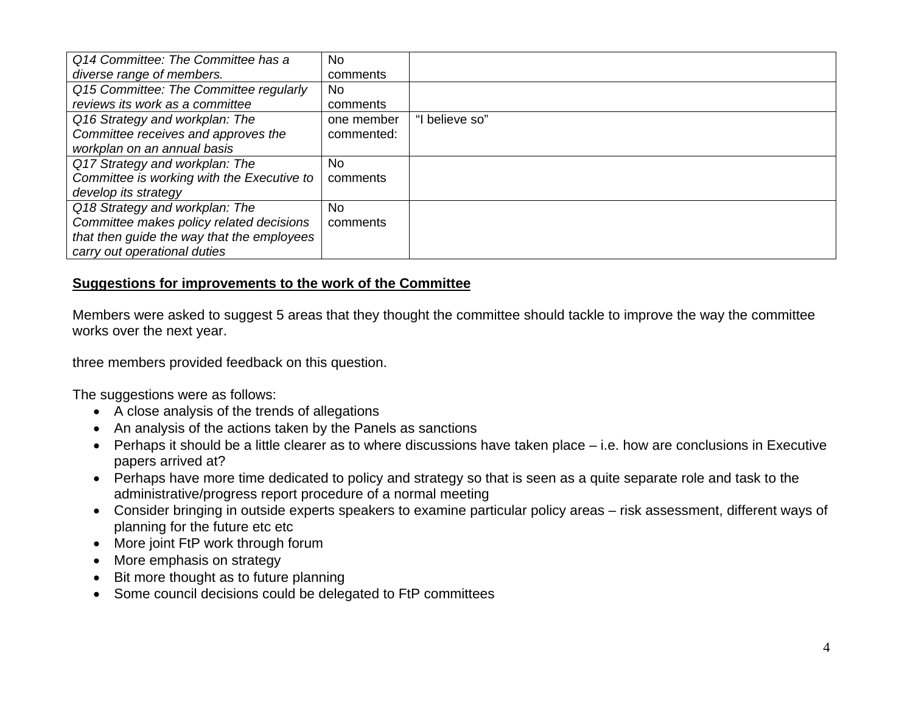| | | |
|---|---|---|
| *Q14 Committee: The Committee has a diverse range of members.* | No comments | |
| *Q15 Committee: The Committee regularly reviews its work as a committee* | No comments | |
| *Q16 Strategy and workplan: The Committee receives and approves the workplan on an annual basis* | one member commented: | "I believe so" |
| *Q17 Strategy and workplan: The Committee is working with the Executive to develop its strategy* | No comments | |
| *Q18 Strategy and workplan: The Committee makes policy related decisions that then guide the way that the employees carry out operational duties* | No comments | |

**Suggestions for improvements to the work of the Committee**

Members were asked to suggest 5 areas that they thought the committee should tackle to improve the way the committee works over the next year.

three members provided feedback on this question.

The suggestions were as follows:

- A close analysis of the trends of allegations
- An analysis of the actions taken by the Panels as sanctions
- Perhaps it should be a little clearer as to where discussions have taken place – i.e. how are conclusions in Executive papers arrived at?
- Perhaps have more time dedicated to policy and strategy so that is seen as a quite separate role and task to the administrative/progress report procedure of a normal meeting
- Consider bringing in outside experts speakers to examine particular policy areas – risk assessment, different ways of planning for the future etc etc
- More joint FtP work through forum
- More emphasis on strategy
- Bit more thought as to future planning
- Some council decisions could be delegated to FtP committees